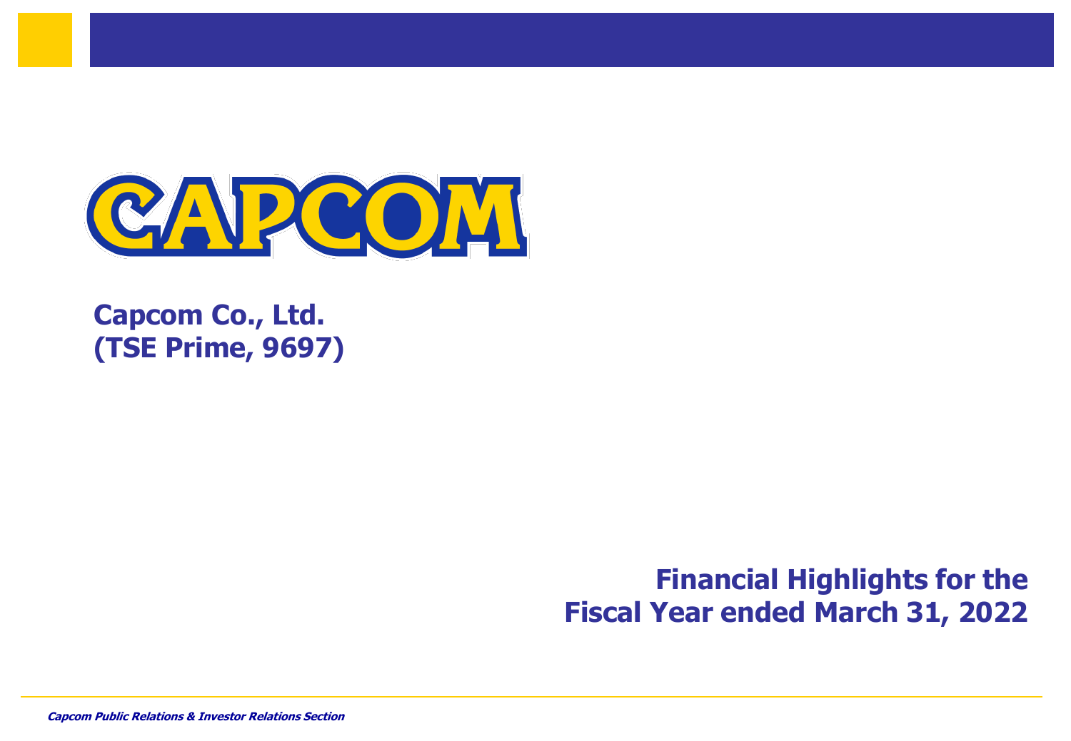CAPCOM

**Capcom Co., Ltd.**
**(TSE Prime, 9697)**

# Financial Highlights for the Fiscal Year ended March 31, 2022

*Capcom Public Relations & Investor Relations Section*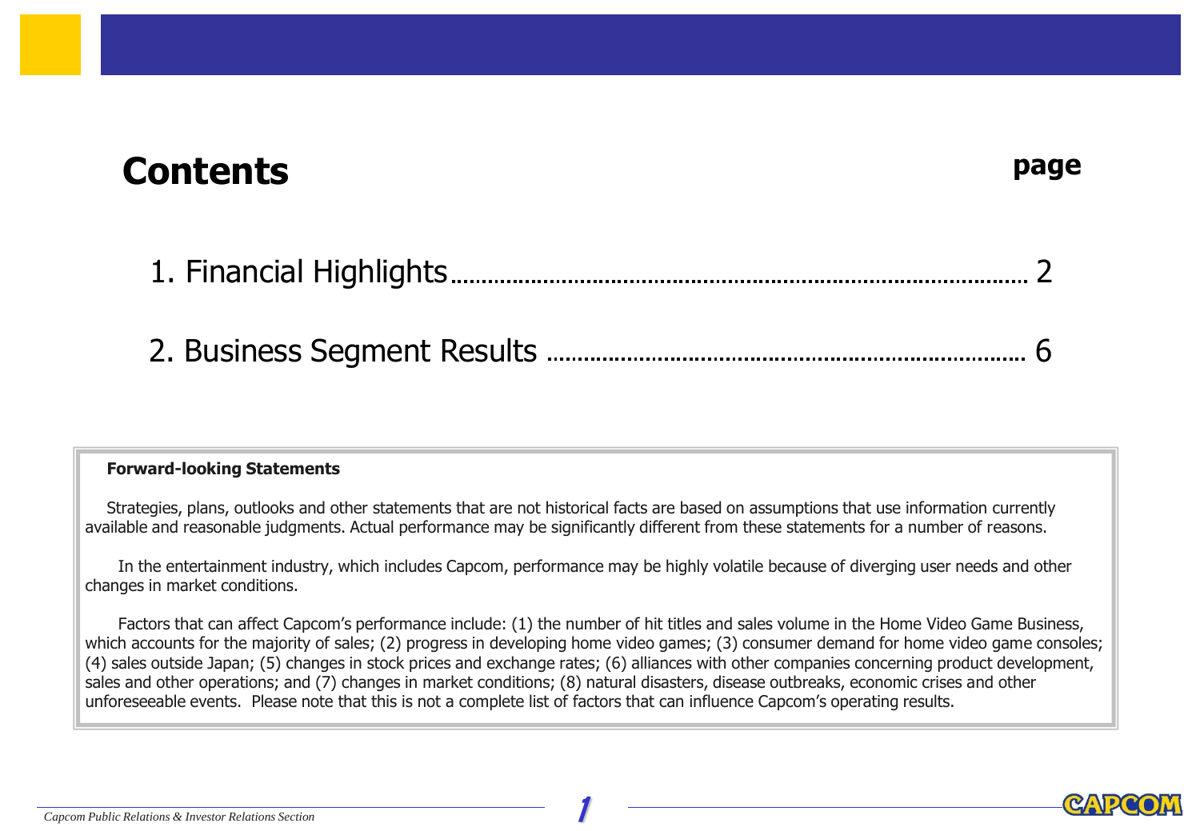# Contents

| | page |
|---|---|
| 1. Financial Highlights | 2 |
| 2. Business Segment Results | 6 |

**Forward-looking Statements**

Strategies, plans, outlooks and other statements that are not historical facts are based on assumptions that use information currently available and reasonable judgments. Actual performance may be significantly different from these statements for a number of reasons.

In the entertainment industry, which includes Capcom, performance may be highly volatile because of diverging user needs and other changes in market conditions.

Factors that can affect Capcom's performance include: (1) the number of hit titles and sales volume in the Home Video Game Business, which accounts for the majority of sales; (2) progress in developing home video games; (3) consumer demand for home video game consoles; (4) sales outside Japan; (5) changes in stock prices and exchange rates; (6) alliances with other companies concerning product development, sales and other operations; and (7) changes in market conditions; (8) natural disasters, disease outbreaks, economic crises and other unforeseeable events. Please note that this is not a complete list of factors that can influence Capcom's operating results.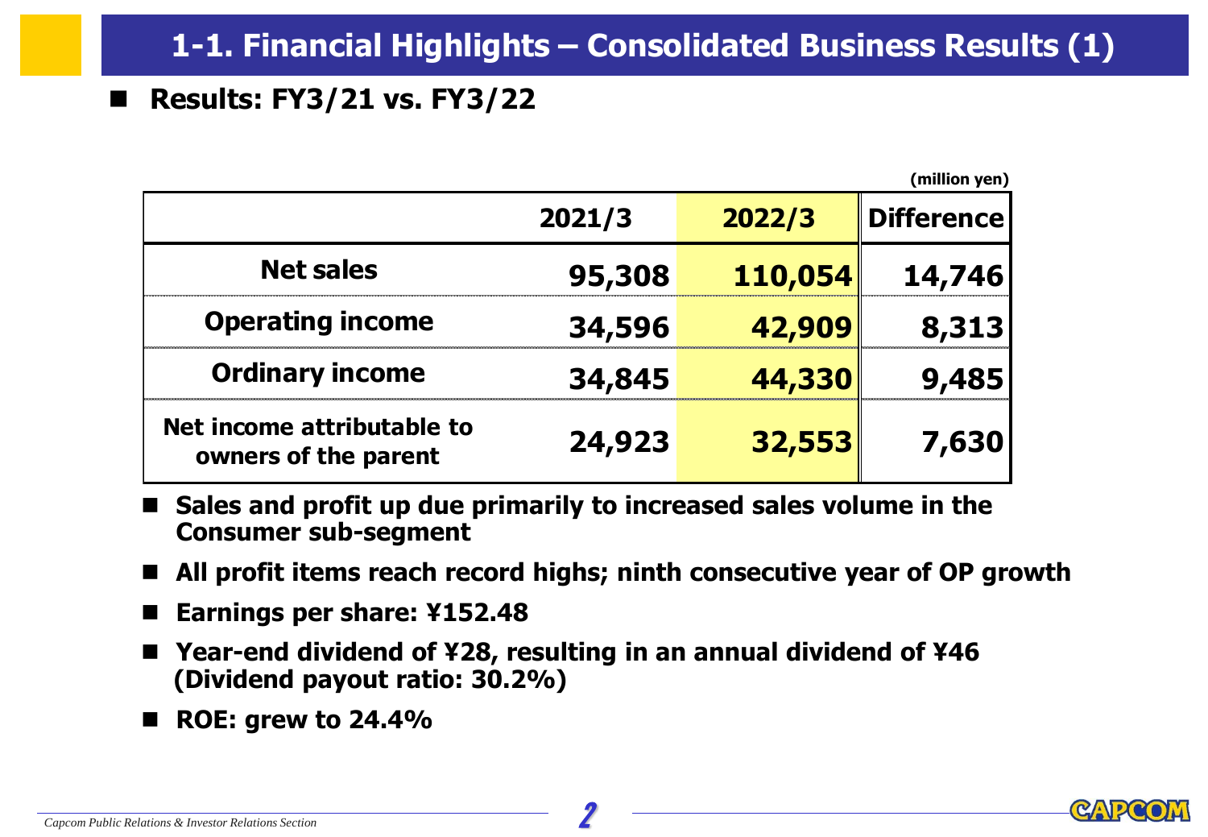# 1-1. Financial Highlights – Consolidated Business Results (1)

## Results: FY3/21 vs. FY3/22

(million yen)

| | 2021/3 | 2022/3 | Difference |
|---|---|---|---|
| Net sales | 95,308 | 110,054 | 14,746 |
| Operating income | 34,596 | 42,909 | 8,313 |
| Ordinary income | 34,845 | 44,330 | 9,485 |
| Net income attributable to owners of the parent | 24,923 | 32,553 | 7,630 |

- **Sales and profit up due primarily to increased sales volume in the Consumer sub-segment**
- **All profit items reach record highs; ninth consecutive year of OP growth**
- **Earnings per share: ¥152.48**
- **Year-end dividend of ¥28, resulting in an annual dividend of ¥46 (Dividend payout ratio: 30.2%)**
- **ROE: grew to 24.4%**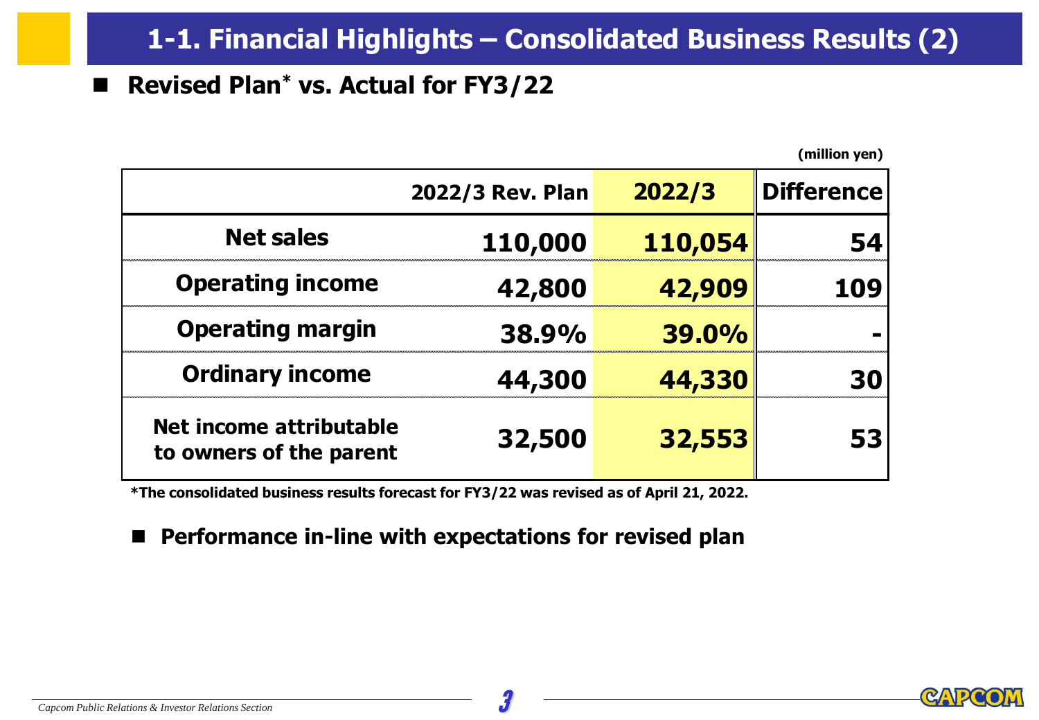# 1-1. Financial Highlights – Consolidated Business Results (2)

## Revised Plan* vs. Actual for FY3/22

(million yen)

| | 2022/3 Rev. Plan | 2022/3 | Difference |
|---|---|---|---|
| Net sales | 110,000 | 110,054 | 54 |
| Operating income | 42,800 | 42,909 | 109 |
| Operating margin | 38.9% | 39.0% | - |
| Ordinary income | 44,300 | 44,330 | 30 |
| Net income attributable to owners of the parent | 32,500 | 32,553 | 53 |

*The consolidated business results forecast for FY3/22 was revised as of April 21, 2022.

- **Performance in-line with expectations for revised plan**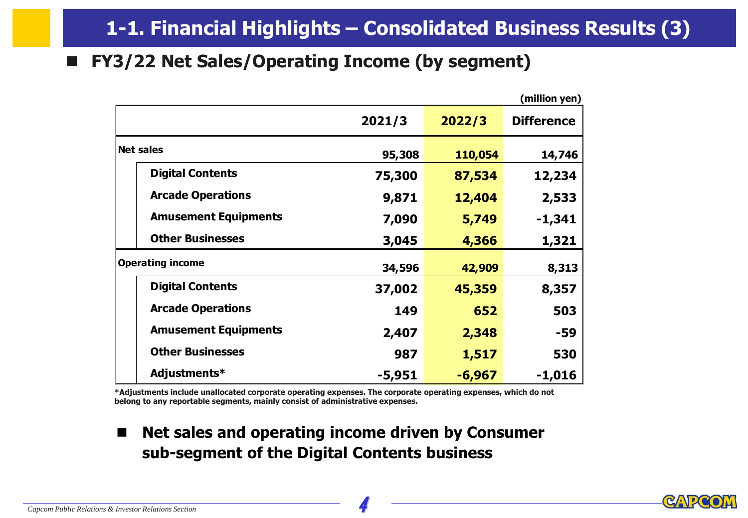# 1-1. Financial Highlights – Consolidated Business Results (3)

## FY3/22 Net Sales/Operating Income (by segment)

(million yen)

| | 2021/3 | 2022/3 | Difference |
|---|---|---|---|
| **Net sales** | 95,308 | 110,054 | 14,746 |
| Digital Contents | 75,300 | 87,534 | 12,234 |
| Arcade Operations | 9,871 | 12,404 | 2,533 |
| Amusement Equipments | 7,090 | 5,749 | -1,341 |
| Other Businesses | 3,045 | 4,366 | 1,321 |
| **Operating income** | 34,596 | 42,909 | 8,313 |
| Digital Contents | 37,002 | 45,359 | 8,357 |
| Arcade Operations | 149 | 652 | 503 |
| Amusement Equipments | 2,407 | 2,348 | -59 |
| Other Businesses | 987 | 1,517 | 530 |
| Adjustments* | -5,951 | -6,967 | -1,016 |

*Adjustments include unallocated corporate operating expenses. The corporate operating expenses, which do not belong to any reportable segments, mainly consist of administrative expenses.

- **Net sales and operating income driven by Consumer sub-segment of the Digital Contents business**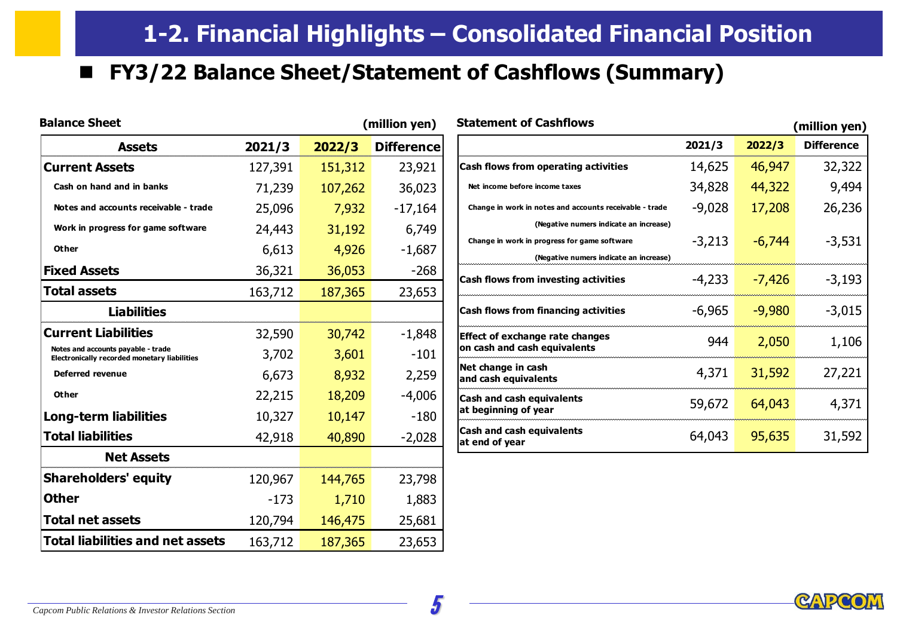# 1-2. Financial Highlights – Consolidated Financial Position

## FY3/22 Balance Sheet/Statement of Cashflows (Summary)

**Balance Sheet** (million yen)

| Assets | 2021/3 | 2022/3 | Difference |
|---|---|---|---|
| **Current Assets** | 127,391 | 151,312 | 23,921 |
| Cash on hand and in banks | 71,239 | 107,262 | 36,023 |
| Notes and accounts receivable - trade | 25,096 | 7,932 | -17,164 |
| Work in progress for game software | 24,443 | 31,192 | 6,749 |
| Other | 6,613 | 4,926 | -1,687 |
| **Fixed Assets** | 36,321 | 36,053 | -268 |
| **Total assets** | 163,712 | 187,365 | 23,653 |
| **Liabilities** | | | |
| **Current Liabilities** | 32,590 | 30,742 | -1,848 |
| Notes and accounts payable - trade Electronically recorded monetary liabilities | 3,702 | 3,601 | -101 |
| Deferred revenue | 6,673 | 8,932 | 2,259 |
| Other | 22,215 | 18,209 | -4,006 |
| **Long-term liabilities** | 10,327 | 10,147 | -180 |
| **Total liabilities** | 42,918 | 40,890 | -2,028 |
| **Net Assets** | | | |
| **Shareholders' equity** | 120,967 | 144,765 | 23,798 |
| **Other** | -173 | 1,710 | 1,883 |
| **Total net assets** | 120,794 | 146,475 | 25,681 |
| **Total liabilities and net assets** | 163,712 | 187,365 | 23,653 |

**Statement of Cashflows** (million yen)

| | 2021/3 | 2022/3 | Difference |
|---|---|---|---|
| **Cash flows from operating activities** | 14,625 | 46,947 | 32,322 |
| Net income before income taxes | 34,828 | 44,322 | 9,494 |
| Change in work in notes and accounts receivable - trade (Negative numers indicate an increase) | -9,028 | 17,208 | 26,236 |
| Change in work in progress for game software (Negative numers indicate an increase) | -3,213 | -6,744 | -3,531 |
| **Cash flows from investing activities** | -4,233 | -7,426 | -3,193 |
| **Cash flows from financing activities** | -6,965 | -9,980 | -3,015 |
| **Effect of exchange rate changes on cash and cash equivalents** | 944 | 2,050 | 1,106 |
| **Net change in cash and cash equivalents** | 4,371 | 31,592 | 27,221 |
| **Cash and cash equivalents at beginning of year** | 59,672 | 64,043 | 4,371 |
| **Cash and cash equivalents at end of year** | 64,043 | 95,635 | 31,592 |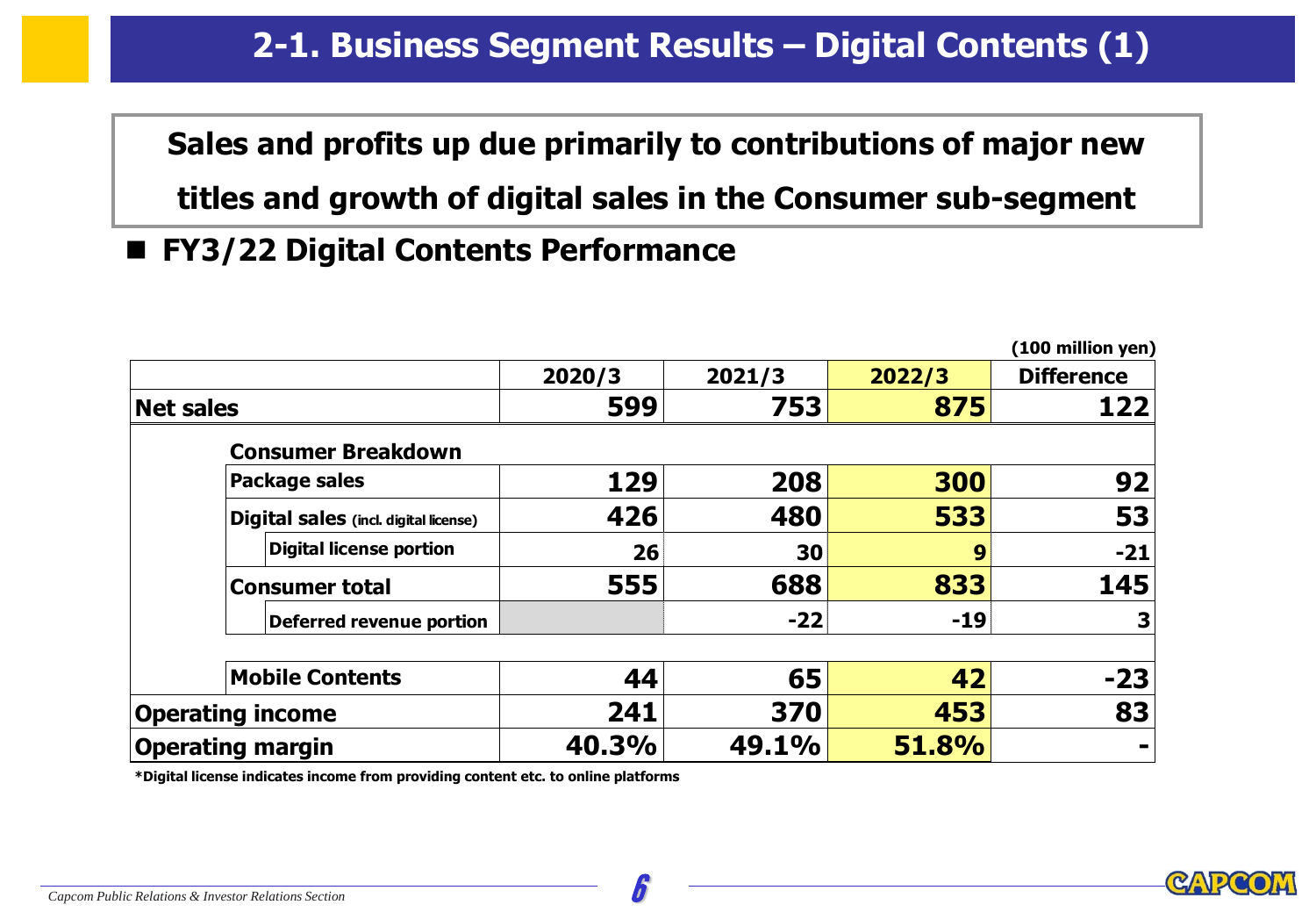## 2-1. Business Segment Results – Digital Contents (1)

**Sales and profits up due primarily to contributions of major new titles and growth of digital sales in the Consumer sub-segment**

### ■ FY3/22 Digital Contents Performance

(100 million yen)

| | 2020/3 | 2021/3 | 2022/3 | Difference |
|---|---|---|---|---|
| **Net sales** | 599 | 753 | 875 | 122 |
| **Consumer Breakdown** | | | | |
| Package sales | 129 | 208 | 300 | 92 |
| Digital sales (incl. digital license) | 426 | 480 | 533 | 53 |
| Digital license portion | 26 | 30 | 9 | -21 |
| Consumer total | 555 | 688 | 833 | 145 |
| Deferred revenue portion | | -22 | -19 | 3 |
| Mobile Contents | 44 | 65 | 42 | -23 |
| **Operating income** | 241 | 370 | 453 | 83 |
| **Operating margin** | 40.3% | 49.1% | 51.8% | - |

*Digital license indicates income from providing content etc. to online platforms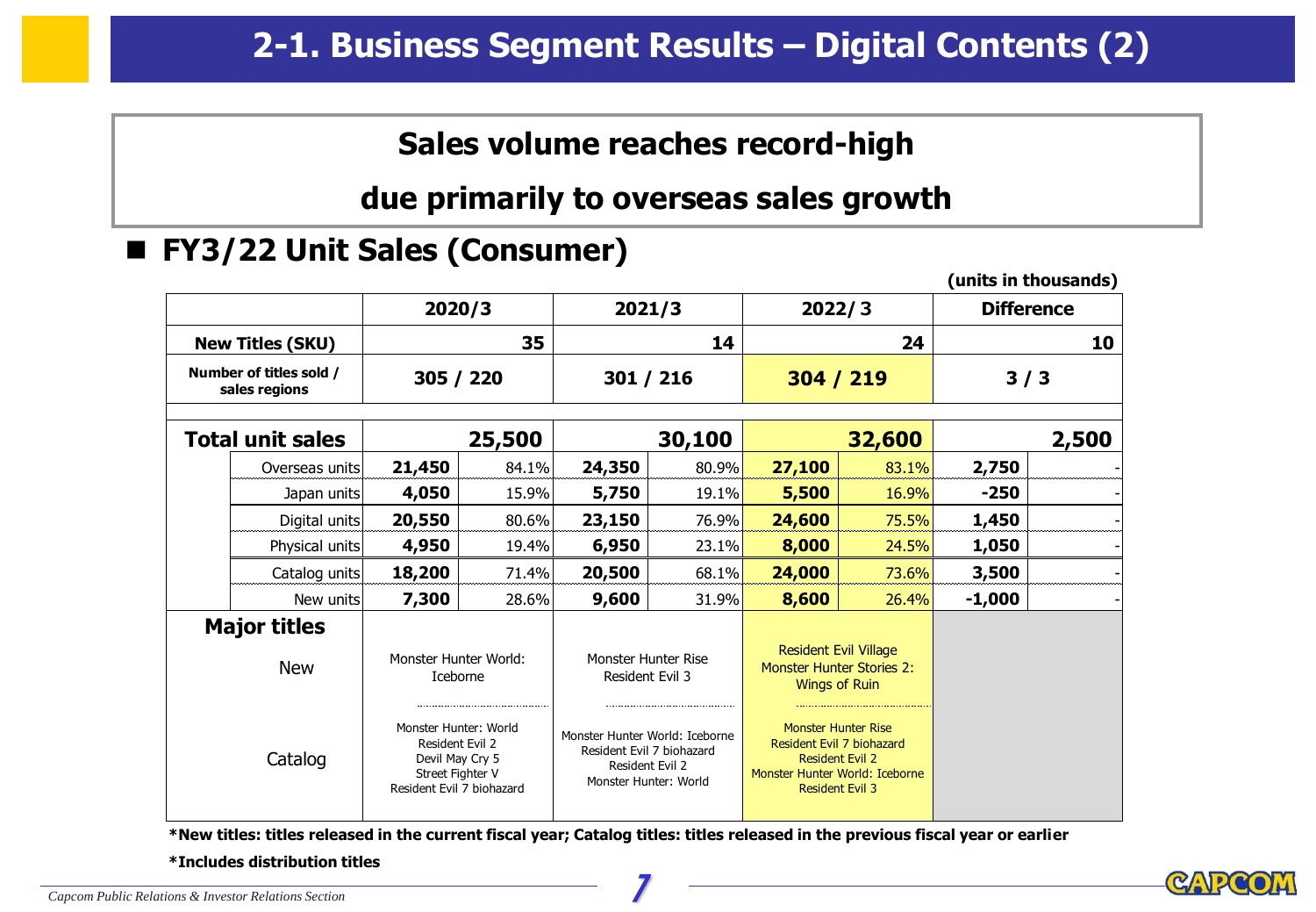# 2-1. Business Segment Results – Digital Contents (2)

**Sales volume reaches record-high**

**due primarily to overseas sales growth**

## ■ FY3/22 Unit Sales (Consumer)

**(units in thousands)**

| | | 2020/3 | | 2021/3 | | 2022/3 | | Difference | |
|---|---|---|---|---|---|---|---|---|---|
| **New Titles (SKU)** | | 35 | | 14 | | 24 | | 10 | |
| **Number of titles sold / sales regions** | | 305 / 220 | | 301 / 216 | | 304 / 219 | | 3 / 3 | |
| **Total unit sales** | | 25,500 | | 30,100 | | 32,600 | | 2,500 | |
| | Overseas units | 21,450 | 84.1% | 24,350 | 80.9% | 27,100 | 83.1% | 2,750 | - |
| | Japan units | 4,050 | 15.9% | 5,750 | 19.1% | 5,500 | 16.9% | -250 | - |
| | Digital units | 20,550 | 80.6% | 23,150 | 76.9% | 24,600 | 75.5% | 1,450 | - |
| | Physical units | 4,950 | 19.4% | 6,950 | 23.1% | 8,000 | 24.5% | 1,050 | - |
| | Catalog units | 18,200 | 71.4% | 20,500 | 68.1% | 24,000 | 73.6% | 3,500 | - |
| | New units | 7,300 | 28.6% | 9,600 | 31.9% | 8,600 | 26.4% | -1,000 | - |
| **Major titles** | New | Monster Hunter World: Iceborne | | Monster Hunter Rise<br>Resident Evil 3 | | Resident Evil Village<br>Monster Hunter Stories 2: Wings of Ruin | | | |
| | Catalog | Monster Hunter: World<br>Resident Evil 2<br>Devil May Cry 5<br>Street Fighter V<br>Resident Evil 7 biohazard | | Monster Hunter World: Iceborne<br>Resident Evil 7 biohazard<br>Resident Evil 2<br>Monster Hunter: World | | Monster Hunter Rise<br>Resident Evil 7 biohazard<br>Resident Evil 2<br>Monster Hunter World: Iceborne<br>Resident Evil 3 | | | |

**\*New titles: titles released in the current fiscal year; Catalog titles: titles released in the previous fiscal year or earlier**

**\*Includes distribution titles**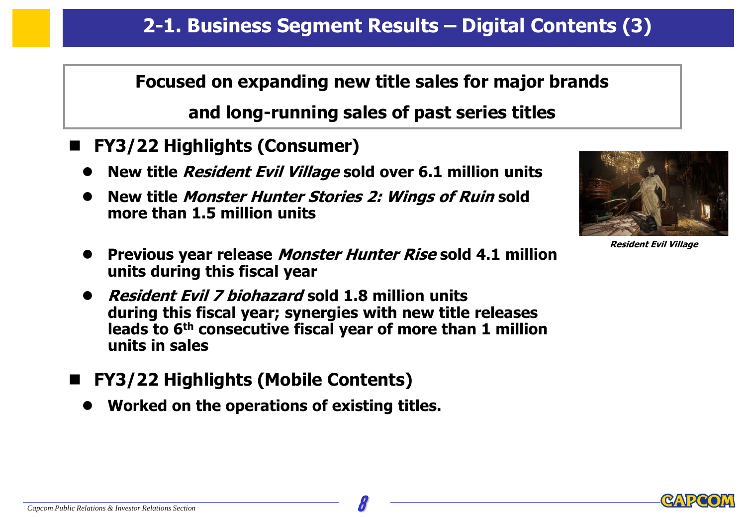# 2-1. Business Segment Results – Digital Contents (3)

**Focused on expanding new title sales for major brands and long-running sales of past series titles**

## FY3/22 Highlights (Consumer)

- **New title *Resident Evil Village* sold over 6.1 million units**
- **New title *Monster Hunter Stories 2: Wings of Ruin* sold more than 1.5 million units**
- **Previous year release *Monster Hunter Rise* sold 4.1 million units during this fiscal year**
- ***Resident Evil 7 biohazard* sold 1.8 million units during this fiscal year; synergies with new title releases leads to 6th consecutive fiscal year of more than 1 million units in sales**

***Resident Evil Village***

## FY3/22 Highlights (Mobile Contents)

- **Worked on the operations of existing titles.**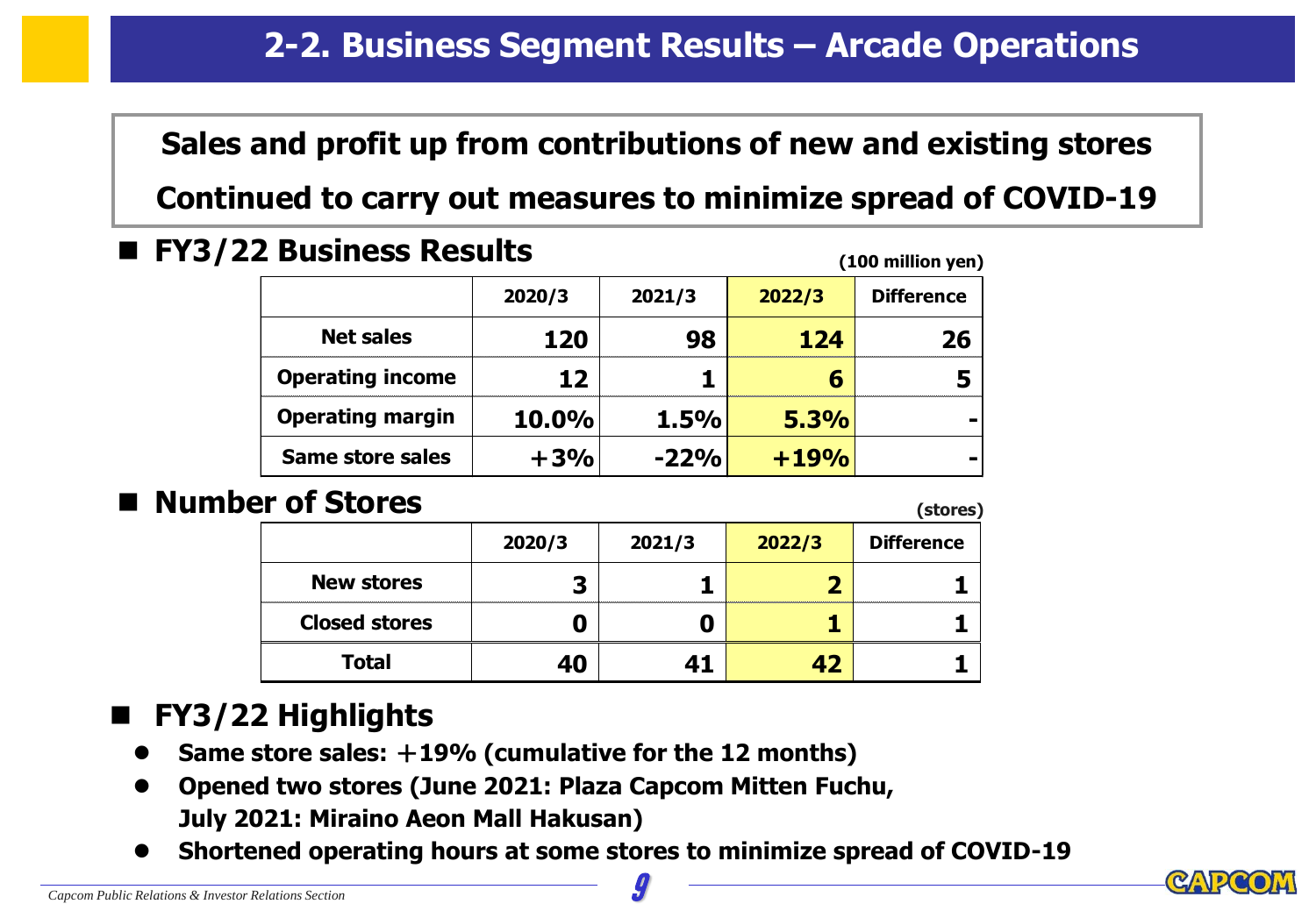# 2-2. Business Segment Results – Arcade Operations

**Sales and profit up from contributions of new and existing stores**

**Continued to carry out measures to minimize spread of COVID-19**

## FY3/22 Business Results

(100 million yen)

| | 2020/3 | 2021/3 | 2022/3 | Difference |
|---|---|---|---|---|
| Net sales | 120 | 98 | 124 | 26 |
| Operating income | 12 | 1 | 6 | 5 |
| Operating margin | 10.0% | 1.5% | 5.3% | - |
| Same store sales | +3% | -22% | +19% | - |

## Number of Stores

(stores)

| | 2020/3 | 2021/3 | 2022/3 | Difference |
|---|---|---|---|---|
| New stores | 3 | 1 | 2 | 1 |
| Closed stores | 0 | 0 | 1 | 1 |
| Total | 40 | 41 | 42 | 1 |

## FY3/22 Highlights

- Same store sales: +19% (cumulative for the 12 months)
- Opened two stores (June 2021: Plaza Capcom Mitten Fuchu, July 2021: Miraino Aeon Mall Hakusan)
- Shortened operating hours at some stores to minimize spread of COVID-19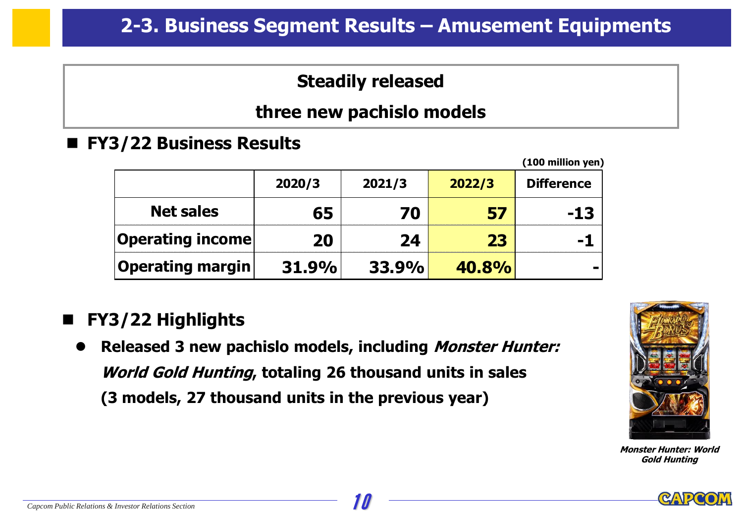# 2-3. Business Segment Results – Amusement Equipments

**Steadily released three new pachislo models**

## FY3/22 Business Results

(100 million yen)

| | 2020/3 | 2021/3 | 2022/3 | Difference |
|---|---|---|---|---|
| Net sales | 65 | 70 | 57 | -13 |
| Operating income | 20 | 24 | 23 | -1 |
| Operating margin | 31.9% | 33.9% | 40.8% | - |

## FY3/22 Highlights

- **Released 3 new pachislo models, including *Monster Hunter: World Gold Hunting*, totaling 26 thousand units in sales (3 models, 27 thousand units in the previous year)**

*Monster Hunter: World Gold Hunting*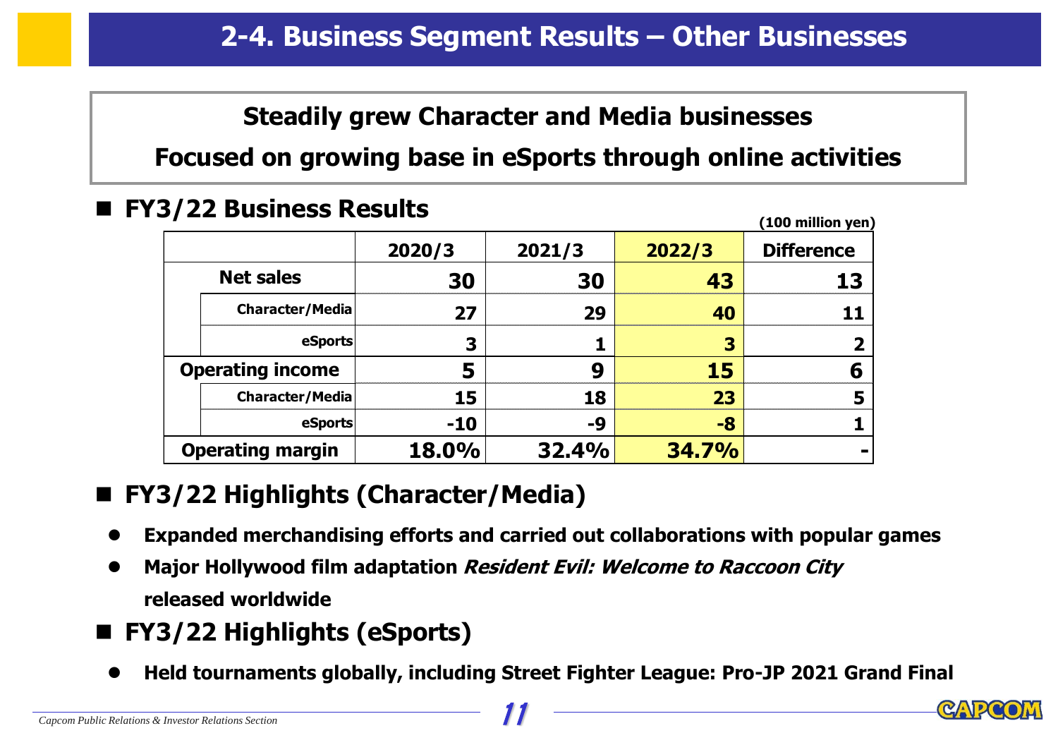# 2-4. Business Segment Results – Other Businesses

**Steadily grew Character and Media businesses**

**Focused on growing base in eSports through online activities**

## ■ FY3/22 Business Results

(100 million yen)

| | | 2020/3 | 2021/3 | 2022/3 | Difference |
|---|---|---|---|---|---|
| Net sales | | 30 | 30 | 43 | 13 |
| | Character/Media | 27 | 29 | 40 | 11 |
| | eSports | 3 | 1 | 3 | 2 |
| Operating income | | 5 | 9 | 15 | 6 |
| | Character/Media | 15 | 18 | 23 | 5 |
| | eSports | -10 | -9 | -8 | 1 |
| Operating margin | | 18.0% | 32.4% | 34.7% | - |

## ■ FY3/22 Highlights (Character/Media)

- **Expanded merchandising efforts and carried out collaborations with popular games**
- **Major Hollywood film adaptation *Resident Evil: Welcome to Raccoon City* released worldwide**

## ■ FY3/22 Highlights (eSports)

- **Held tournaments globally, including Street Fighter League: Pro-JP 2021 Grand Final**